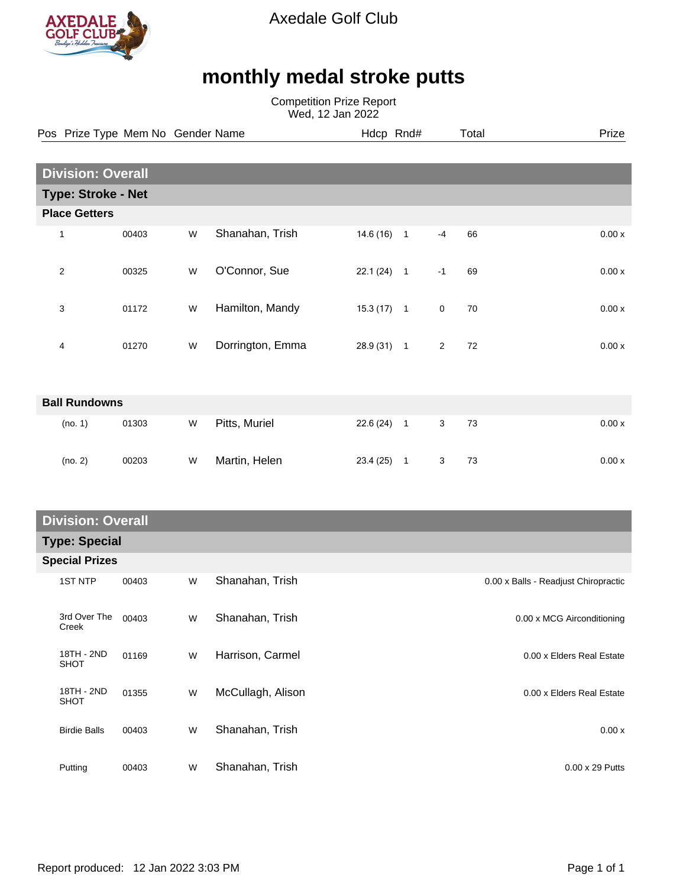Axedale Golf Club

# monthly medal stroke putts

Competition Prize Report
Wed, 12 Jan 2022

| Pos | Prize Type | Mem No | Gender | Name | Hdcp | Rnd# | | Total | Prize |
|---|---|---|---|---|---|---|---|---|---|
| **Division: Overall** | | | | | | | | | |
| **Type: Stroke - Net** | | | | | | | | | |
| **Place Getters** | | | | | | | | | |
| 1 | | 00403 | W | Shanahan, Trish | 14.6 (16) | 1 | -4 | 66 | 0.00 x |
| 2 | | 00325 | W | O'Connor, Sue | 22.1 (24) | 1 | -1 | 69 | 0.00 x |
| 3 | | 01172 | W | Hamilton, Mandy | 15.3 (17) | 1 | 0 | 70 | 0.00 x |
| 4 | | 01270 | W | Dorrington, Emma | 28.9 (31) | 1 | 2 | 72 | 0.00 x |
| **Ball Rundowns** | | | | | | | | | |
| (no. 1) | | 01303 | W | Pitts, Muriel | 22.6 (24) | 1 | 3 | 73 | 0.00 x |
| (no. 2) | | 00203 | W | Martin, Helen | 23.4 (25) | 1 | 3 | 73 | 0.00 x |

| Prize Type | Mem No | Gender | Name | Prize |
|---|---|---|---|---|
| **Division: Overall** | | | | |
| **Type: Special** | | | | |
| **Special Prizes** | | | | |
| 1ST NTP | 00403 | W | Shanahan, Trish | 0.00 x Balls - Readjust Chiropractic |
| 3rd Over The Creek | 00403 | W | Shanahan, Trish | 0.00 x MCG Airconditioning |
| 18TH - 2ND SHOT | 01169 | W | Harrison, Carmel | 0.00 x Elders Real Estate |
| 18TH - 2ND SHOT | 01355 | W | McCullagh, Alison | 0.00 x Elders Real Estate |
| Birdie Balls | 00403 | W | Shanahan, Trish | 0.00 x |
| Putting | 00403 | W | Shanahan, Trish | 0.00 x 29 Putts |

Report produced: 12 Jan 2022 3:03 PM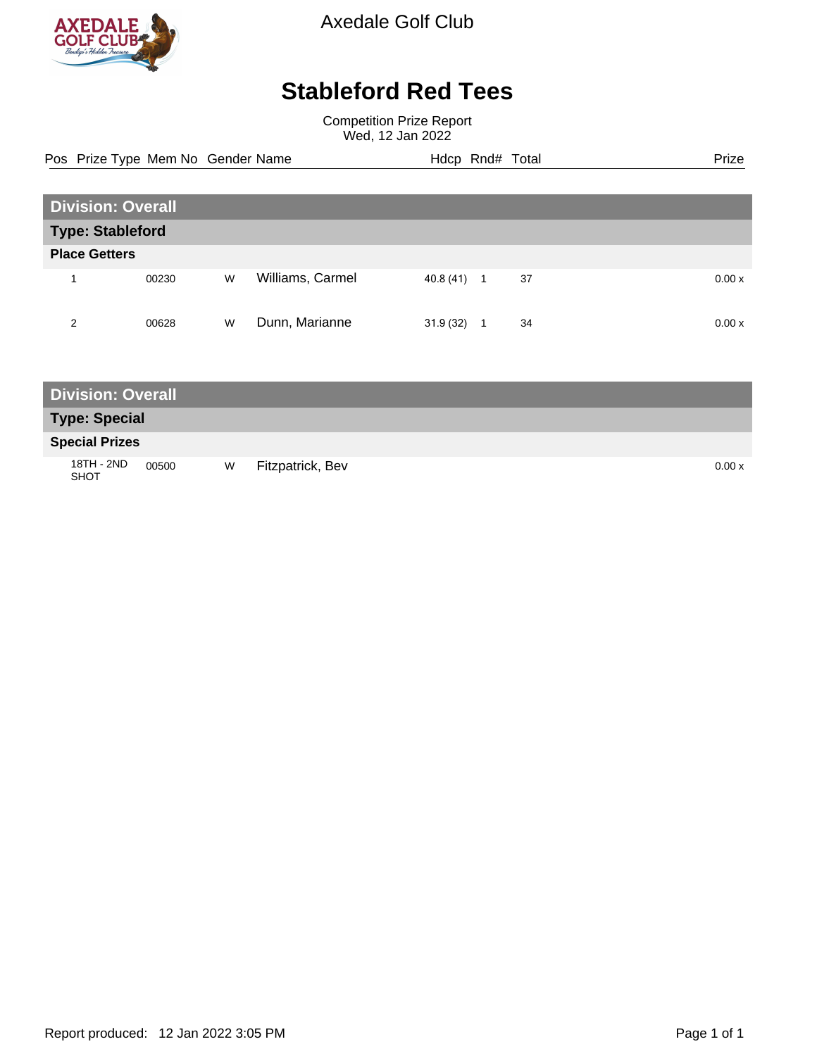Axedale Golf Club

# Stableford Red Tees

Competition Prize Report
Wed, 12 Jan 2022

## Division: Overall

### Type: Stableford

#### Place Getters

| Pos | Prize Type | Mem No | Gender | Name | Hdcp | Rnd# | Total | Prize |
|---|---|---|---|---|---|---|---|---|
| 1 | | 00230 | W | Williams, Carmel | 40.8 (41) | 1 | 37 | 0.00 x |
| 2 | | 00628 | W | Dunn, Marianne | 31.9 (32) | 1 | 34 | 0.00 x |

## Division: Overall

### Type: Special

#### Special Prizes

| Pos | Prize Type | Mem No | Gender | Name | Hdcp | Rnd# | Total | Prize |
|---|---|---|---|---|---|---|---|---|
| | 18TH - 2ND SHOT | 00500 | W | Fitzpatrick, Bev | | | | 0.00 x |

Report produced: 12 Jan 2022 3:05 PM